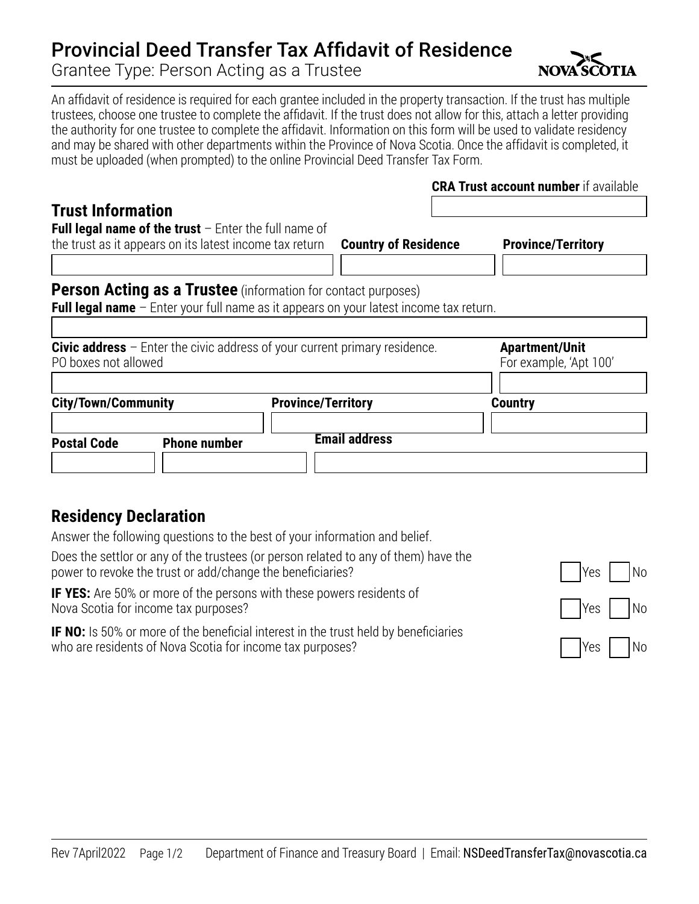# Provincial Deed Transfer Tax Affidavit of Residence

Grantee Type: Person Acting as a Trustee

An affidavit of residence is required for each grantee included in the property transaction. If the trust has multiple trustees, choose one trustee to complete the affidavit. If the trust does not allow for this, attach a letter providing the authority for one trustee to complete the affidavit. Information on this form will be used to validate residency and may be shared with other departments within the Province of Nova Scotia. Once the affidavit is completed, it must be uploaded (when prompted) to the online Provincial Deed Transfer Tax Form.

**CRA Trust account number** if available

## Trust Information

**Full legal name of the trust** – Enter the full name of the trust as it appears on its latest income tax return

**Country of Residence**

**Province/Territory**

## Person Acting as a Trustee (information for contact purposes)

**Full legal name** – Enter your full name as it appears on your latest income tax return.

**Civic address** – Enter the civic address of your current primary residence. PO boxes not allowed

**Apartment/Unit** For example, 'Apt 100'

**City/Town/Community**

**Province/Territory**

**Country**

**Postal Code**

**Phone number**

**Email address**

## Residency Declaration

Answer the following questions to the best of your information and belief.

Does the settlor or any of the trustees (or person related to any of them) have the power to revoke the trust or add/change the beneficiaries? ☐ Yes ☐ No

**IF YES:** Are 50% or more of the persons with these powers residents of Nova Scotia for income tax purposes? ☐ Yes ☐ No

**IF NO:** Is 50% or more of the beneficial interest in the trust held by beneficiaries who are residents of Nova Scotia for income tax purposes? ☐ Yes ☐ No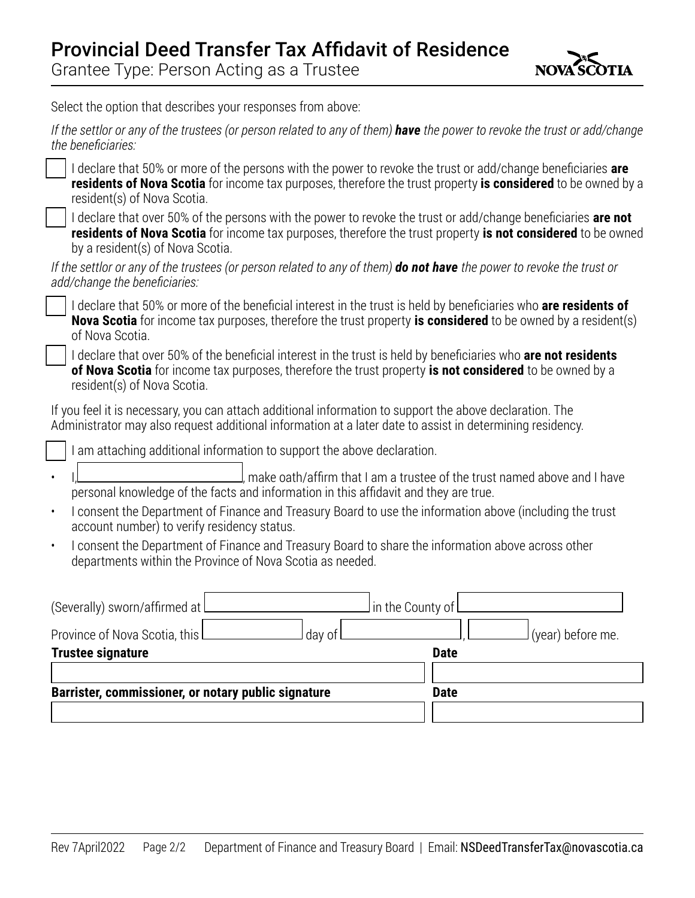# Provincial Deed Transfer Tax Affidavit of Residence

Grantee Type: Person Acting as a Trustee

Select the option that describes your responses from above:

*If the settlor or any of the trustees (or person related to any of them)* ***have*** *the power to revoke the trust or add/change the beneficiaries:*

- [ ] I declare that 50% or more of the persons with the power to revoke the trust or add/change beneficiaries **are residents of Nova Scotia** for income tax purposes, therefore the trust property **is considered** to be owned by a resident(s) of Nova Scotia.
- [ ] I declare that over 50% of the persons with the power to revoke the trust or add/change beneficiaries **are not residents of Nova Scotia** for income tax purposes, therefore the trust property **is not considered** to be owned by a resident(s) of Nova Scotia.

*If the settlor or any of the trustees (or person related to any of them)* ***do not have*** *the power to revoke the trust or add/change the beneficiaries:*

- [ ] I declare that 50% or more of the beneficial interest in the trust is held by beneficiaries who **are residents of Nova Scotia** for income tax purposes, therefore the trust property **is considered** to be owned by a resident(s) of Nova Scotia.
- [ ] I declare that over 50% of the beneficial interest in the trust is held by beneficiaries who **are not residents of Nova Scotia** for income tax purposes, therefore the trust property **is not considered** to be owned by a resident(s) of Nova Scotia.

If you feel it is necessary, you can attach additional information to support the above declaration. The Administrator may also request additional information at a later date to assist in determining residency.

- [ ] I am attaching additional information to support the above declaration.

- I, ____________________, make oath/affirm that I am a trustee of the trust named above and I have personal knowledge of the facts and information in this affidavit and they are true.
- I consent the Department of Finance and Treasury Board to use the information above (including the trust account number) to verify residency status.
- I consent the Department of Finance and Treasury Board to share the information above across other departments within the Province of Nova Scotia as needed.

(Severally) sworn/affirmed at ____________________ in the County of ____________________

Province of Nova Scotia, this ____________ day of ____________, ________ (year) before me.

| **Trustee signature** | **Date** |
|---|---|
| | |

| **Barrister, commissioner, or notary public signature** | **Date** |
|---|---|
| | |

Rev 7April2022 Department of Finance and Treasury Board | Email: NSDeedTransferTax@novascotia.ca